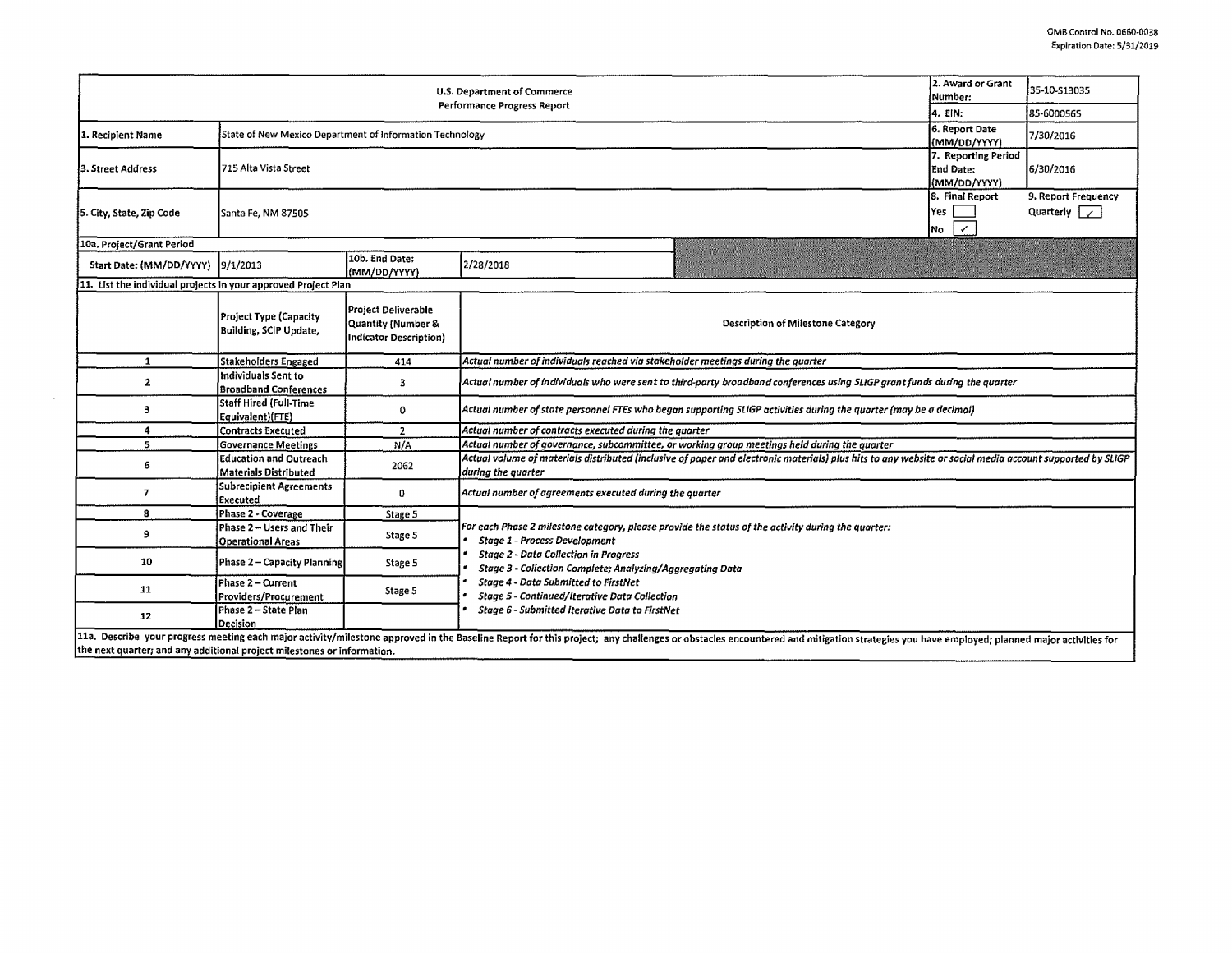OMB Control No. 0660-0038
Expiration Date: 5/31/2019

| U.S. Department of Commerce Performance Progress Report | | | | 2. Award or Grant Number: | 35-10-S13035 |
|---|---|---|---|---|---|
| | | | | 4. EIN: | 85-6000565 |
| 1. Recipient Name | State of New Mexico Department of Information Technology | | | 6. Report Date (MM/DD/YYYY) | 7/30/2016 |
| 3. Street Address | 715 Alta Vista Street | | | 7. Reporting Period End Date: (MM/DD/YYYY) | 6/30/2016 |
| 5. City, State, Zip Code | Santa Fe, NM 87505 | | | 8. Final Report Yes [ ] No [✓] | 9. Report Frequency Quarterly [✓] |
| 10a. Project/Grant Period | | | | | |
| Start Date: (MM/DD/YYYY) | 9/1/2013 | 10b. End Date: (MM/DD/YYYY) | 2/28/2018 | | |

11. List the individual projects in your approved Project Plan

| | Project Type (Capacity Building, SCIP Update, | Project Deliverable Quantity (Number & Indicator Description) | Description of Milestone Category |
|---|---|---|---|
| 1 | Stakeholders Engaged | 414 | *Actual number of individuals reached via stakeholder meetings during the quarter* |
| 2 | Individuals Sent to Broadband Conferences | 3 | *Actual number of individuals who were sent to third-party broadband conferences using SLIGP grant funds during the quarter* |
| 3 | Staff Hired (Full-Time Equivalent)(FTE) | 0 | *Actual number of state personnel FTEs who began supporting SLIGP activities during the quarter (may be a decimal)* |
| 4 | Contracts Executed | 2 | *Actual number of contracts executed during the quarter* |
| 5 | Governance Meetings | N/A | *Actual number of governance, subcommittee, or working group meetings held during the quarter* |
| 6 | Education and Outreach Materials Distributed | 2062 | *Actual volume of materials distributed (inclusive of paper and electronic materials) plus hits to any website or social media account supported by SLIGP during the quarter* |
| 7 | Subrecipient Agreements Executed | 0 | *Actual number of agreements executed during the quarter* |
| 8 | Phase 2 - Coverage | Stage 5 | *For each Phase 2 milestone category, please provide the status of the activity during the quarter:* <br> • *Stage 1 - Process Development* <br> • *Stage 2 - Data Collection in Progress* <br> • *Stage 3 - Collection Complete; Analyzing/Aggregating Data* <br> • *Stage 4 - Data Submitted to FirstNet* <br> • *Stage 5 - Continued/Iterative Data Collection* <br> • *Stage 6 - Submitted Iterative Data to FirstNet* |
| 9 | Phase 2 – Users and Their Operational Areas | Stage 5 | |
| 10 | Phase 2 – Capacity Planning | Stage 5 | |
| 11 | Phase 2 – Current Providers/Procurement | Stage 5 | |
| 12 | Phase 2 – State Plan Decision | | |

11a. Describe your progress meeting each major activity/milestone approved in the Baseline Report for this project; any challenges or obstacles encountered and mitigation strategies you have employed; planned major activities for the next quarter; and any additional project milestones or information.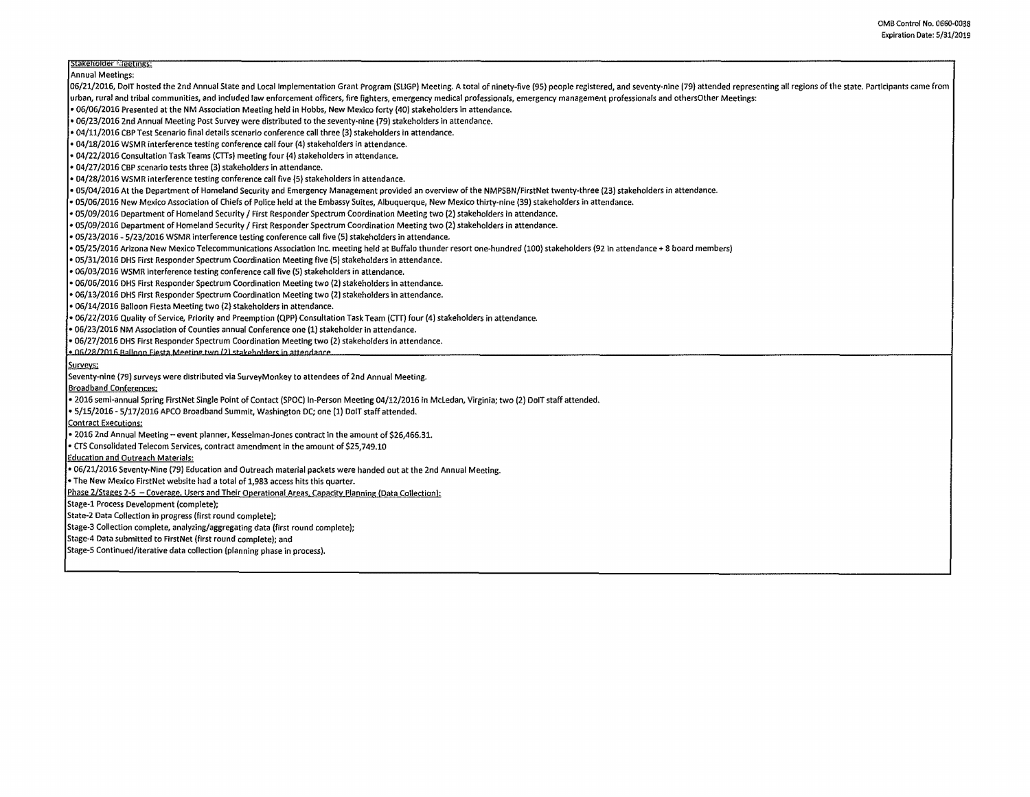Stakeholder Meetings:

Annual Meetings:

06/21/2016, DoIT hosted the 2nd Annual State and Local Implementation Grant Program (SLIGP) Meeting. A total of ninety-five (95) people registered, and seventy-nine (79) attended representing all regions of the state. Participants came from urban, rural and tribal communities, and included law enforcement officers, fire fighters, emergency medical professionals, emergency management professionals and othersOther Meetings:

- 06/06/2016 Presented at the NM Association Meeting held in Hobbs, New Mexico forty (40) stakeholders in attendance.
- 06/23/2016 2nd Annual Meeting Post Survey were distributed to the seventy-nine (79) stakeholders in attendance.
- 04/11/2016 CBP Test Scenario final details scenario conference call three (3) stakeholders in attendance.
- 04/18/2016 WSMR interference testing conference call four (4) stakeholders in attendance.
- 04/22/2016 Consultation Task Teams (CTTs) meeting four (4) stakeholders in attendance.
- 04/27/2016 CBP scenario tests three (3) stakeholders in attendance.
- 04/28/2016 WSMR interference testing conference call five (5) stakeholders in attendance.
- 05/04/2016 At the Department of Homeland Security and Emergency Management provided an overview of the NMPSBN/FirstNet twenty-three (23) stakeholders in attendance.
- 05/06/2016 New Mexico Association of Chiefs of Police held at the Embassy Suites, Albuquerque, New Mexico thirty-nine (39) stakeholders in attendance.
- 05/09/2016 Department of Homeland Security / First Responder Spectrum Coordination Meeting two (2) stakeholders in attendance.
- 05/09/2016 Department of Homeland Security / First Responder Spectrum Coordination Meeting two (2) stakeholders in attendance.
- 05/23/2016 - 5/23/2016 WSMR interference testing conference call five (5) stakeholders in attendance.
- 05/25/2016 Arizona New Mexico Telecommunications Association Inc. meeting held at Buffalo thunder resort one-hundred (100) stakeholders (92 in attendance + 8 board members)
- 05/31/2016 DHS First Responder Spectrum Coordination Meeting five (5) stakeholders in attendance.
- 06/03/2016 WSMR interference testing conference call five (5) stakeholders in attendance.
- 06/06/2016 DHS First Responder Spectrum Coordination Meeting two (2) stakeholders in attendance.
- 06/13/2016 DHS First Responder Spectrum Coordination Meeting two (2) stakeholders in attendance.
- 06/14/2016 Balloon Fiesta Meeting two (2) stakeholders in attendance.
- 06/22/2016 Quality of Service, Priority and Preemption (QPP) Consultation Task Team (CTT) four (4) stakeholders in attendance.
- 06/23/2016 NM Association of Counties annual Conference one (1) stakeholder in attendance.
- 06/27/2016 DHS First Responder Spectrum Coordination Meeting two (2) stakeholders in attendance.
- 06/28/2016 Balloon Fiesta Meeting two (2) stakeholders in attendance.

Surveys:

Seventy-nine (79) surveys were distributed via SurveyMonkey to attendees of 2nd Annual Meeting.

Broadband Conferences:

- 2016 semi-annual Spring FirstNet Single Point of Contact (SPOC) In-Person Meeting 04/12/2016 in McLedan, Virginia; two (2) DoIT staff attended.
- 5/15/2016 - 5/17/2016 APCO Broadband Summit, Washington DC; one (1) DoIT staff attended.

Contract Executions:

- 2016 2nd Annual Meeting -- event planner, Kesselman-Jones contract in the amount of $26,466.31.
- CTS Consolidated Telecom Services, contract amendment in the amount of $25,749.10

Education and Outreach Materials:

- 06/21/2016 Seventy-Nine (79) Education and Outreach material packets were handed out at the 2nd Annual Meeting.
- The New Mexico FirstNet website had a total of 1,983 access hits this quarter.

Phase 2/Stages 2-5 – Coverage, Users and Their Operational Areas, Capacity Planning (Data Collection):

Stage-1 Process Development (complete);

State-2 Data Collection in progress (first round complete);

Stage-3 Collection complete, analyzing/aggregating data (first round complete);

Stage-4 Data submitted to FirstNet (first round complete); and

Stage-5 Continued/iterative data collection (planning phase in process).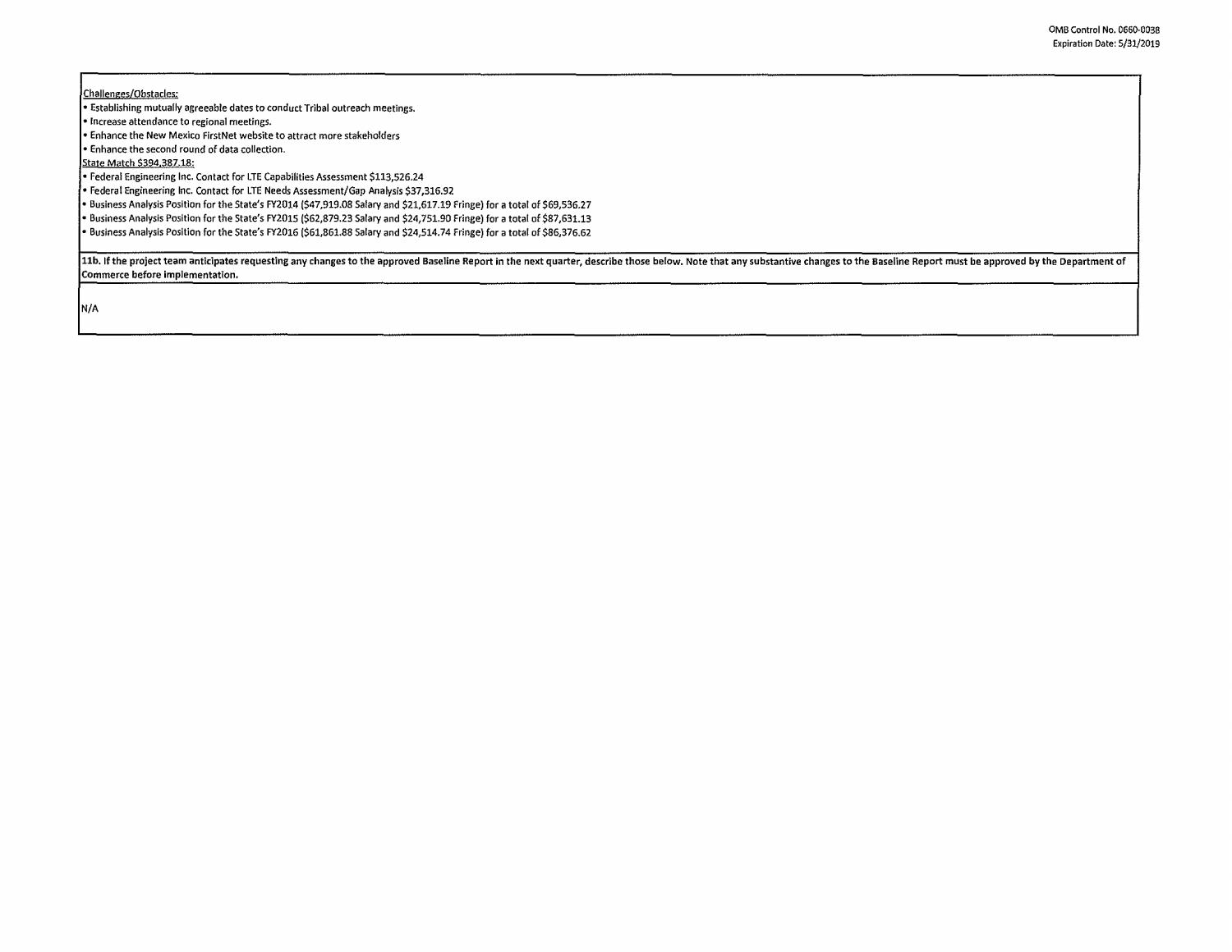Challenges/Obstacles:

- Establishing mutually agreeable dates to conduct Tribal outreach meetings.
- Increase attendance to regional meetings.
- Enhance the New Mexico FirstNet website to attract more stakeholders
- Enhance the second round of data collection.

State Match $394,387.18:

- Federal Engineering Inc. Contact for LTE Capabilities Assessment $113,526.24
- Federal Engineering Inc. Contact for LTE Needs Assessment/Gap Analysis $37,316.92
- Business Analysis Position for the State's FY2014 ($47,919.08 Salary and $21,617.19 Fringe) for a total of $69,536.27
- Business Analysis Position for the State's FY2015 ($62,879.23 Salary and $24,751.90 Fringe) for a total of $87,631.13
- Business Analysis Position for the State's FY2016 ($61,861.88 Salary and $24,514.74 Fringe) for a total of $86,376.62

**11b. If the project team anticipates requesting any changes to the approved Baseline Report in the next quarter, describe those below. Note that any substantive changes to the Baseline Report must be approved by the Department of Commerce before implementation.**

N/A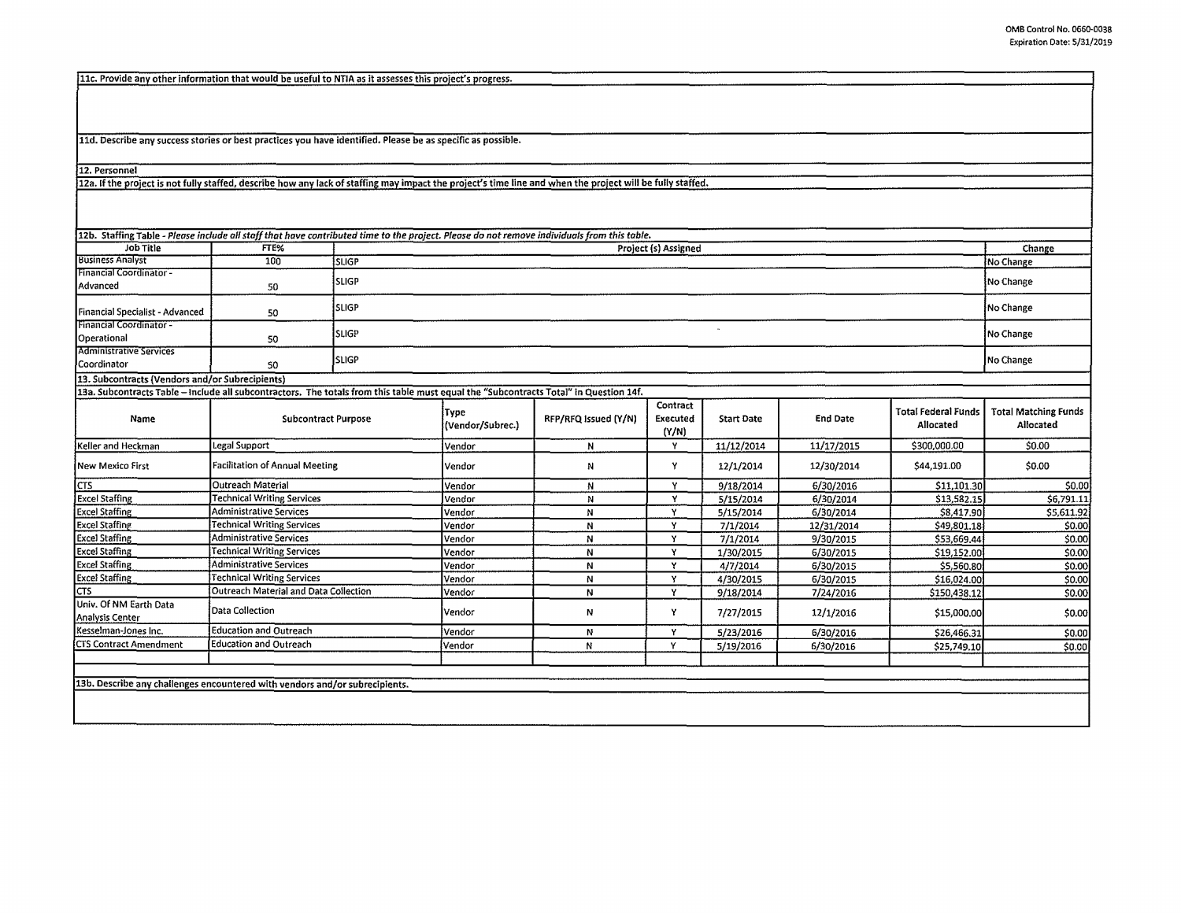11c. Provide any other information that would be useful to NTIA as it assesses this project's progress.

11d. Describe any success stories or best practices you have identified. Please be as specific as possible.

12. Personnel

12a. If the project is not fully staffed, describe how any lack of staffing may impact the project's time line and when the project will be fully staffed.

12b. Staffing Table - *Please include all staff that have contributed time to the project. Please do not remove individuals from this table.*

| Job Title | FTE% | Project (s) Assigned | Change |
|---|---|---|---|
| Business Analyst | 100 | SLIGP | No Change |
| Financial Coordinator - Advanced | 50 | SLIGP | No Change |
| Financial Specialist - Advanced | 50 | SLIGP | No Change |
| Financial Coordinator - Operational | 50 | SLIGP | No Change |
| Administrative Services Coordinator | 50 | SLIGP | No Change |

13. Subcontracts (Vendors and/or Subrecipients)

13a. Subcontracts Table – Include all subcontractors. The totals from this table must equal the "Subcontracts Total" in Question 14f.

| Name | Subcontract Purpose | Type (Vendor/Subrec.) | RFP/RFQ Issued (Y/N) | Contract Executed (Y/N) | Start Date | End Date | Total Federal Funds Allocated | Total Matching Funds Allocated |
|---|---|---|---|---|---|---|---|---|
| Keller and Heckman | Legal Support | Vendor | N | Y | 11/12/2014 | 11/17/2015 | $300,000.00 | $0.00 |
| New Mexico First | Facilitation of Annual Meeting | Vendor | N | Y | 12/1/2014 | 12/30/2014 | $44,191.00 | $0.00 |
| CTS | Outreach Material | Vendor | N | Y | 9/18/2014 | 6/30/2016 | $11,101.30 | $0.00 |
| Excel Staffing | Technical Writing Services | Vendor | N | Y | 5/15/2014 | 6/30/2014 | $13,582.15 | $6,791.11 |
| Excel Staffing | Administrative Services | Vendor | N | Y | 5/15/2014 | 6/30/2014 | $8,417.90 | $5,611.92 |
| Excel Staffing | Technical Writing Services | Vendor | N | Y | 7/1/2014 | 12/31/2014 | $49,801.18 | $0.00 |
| Excel Staffing | Administrative Services | Vendor | N | Y | 7/1/2014 | 9/30/2015 | $53,669.44 | $0.00 |
| Excel Staffing | Technical Writing Services | Vendor | N | Y | 1/30/2015 | 6/30/2015 | $19,152.00 | $0.00 |
| Excel Staffing | Administrative Services | Vendor | N | Y | 4/7/2014 | 6/30/2015 | $5,560.80 | $0.00 |
| Excel Staffing | Technical Writing Services | Vendor | N | Y | 4/30/2015 | 6/30/2015 | $16,024.00 | $0.00 |
| CTS | Outreach Material and Data Collection | Vendor | N | Y | 9/18/2014 | 7/24/2016 | $150,438.12 | $0.00 |
| Univ. Of NM Earth Data Analysis Center | Data Collection | Vendor | N | Y | 7/27/2015 | 12/1/2016 | $15,000.00 | $0.00 |
| Kesselman-Jones Inc. | Education and Outreach | Vendor | N | Y | 5/23/2016 | 6/30/2016 | $26,466.31 | $0.00 |
| CTS Contract Amendment | Education and Outreach | Vendor | N | Y | 5/19/2016 | 6/30/2016 | $25,749.10 | $0.00 |
| | | | | | | | | |

13b. Describe any challenges encountered with vendors and/or subrecipients.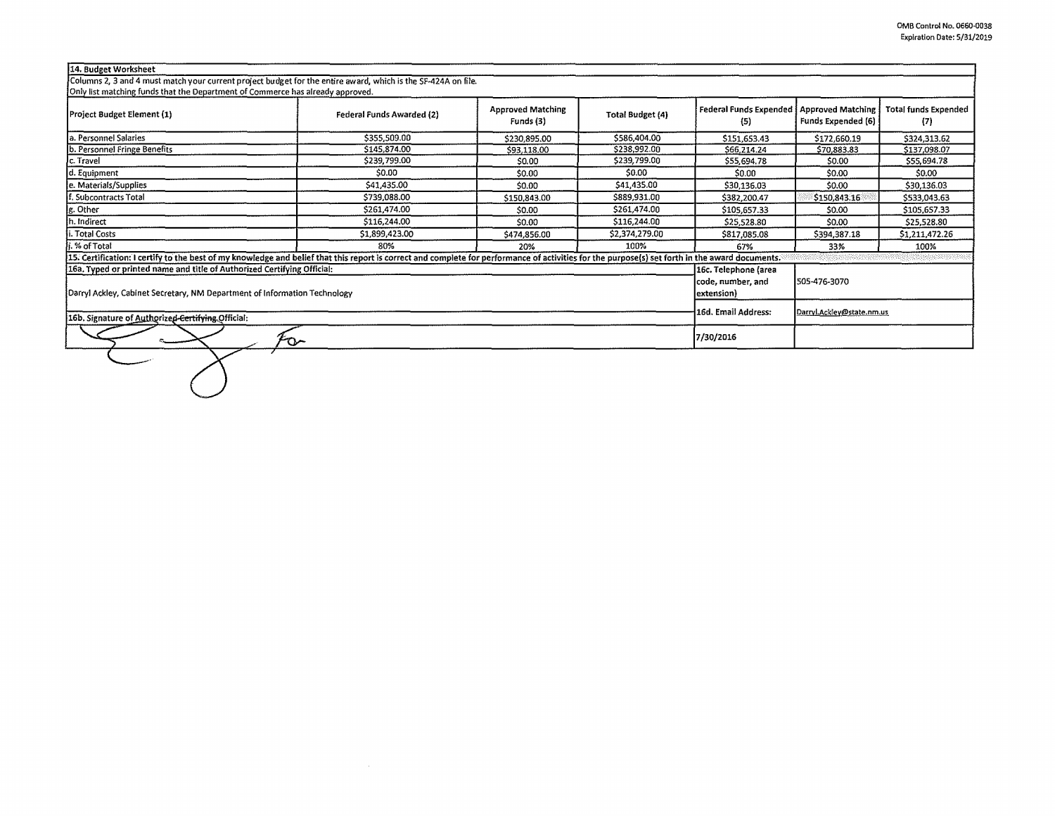OMB Control No. 0660-0038
Expiration Date: 5/31/2019

**14. Budget Worksheet**

Columns 2, 3 and 4 must match your current project budget for the entire award, which is the SF-424A on file.
Only list matching funds that the Department of Commerce has already approved.

| Project Budget Element (1) | Federal Funds Awarded (2) | Approved Matching Funds (3) | Total Budget (4) | Federal Funds Expended (5) | Approved Matching Funds Expended (6) | Total funds Expended (7) |
|---|---|---|---|---|---|---|
| a. Personnel Salaries | $355,509.00 | $230,895.00 | $586,404.00 | $151,653.43 | $172,660.19 | $324,313.62 |
| b. Personnel Fringe Benefits | $145,874.00 | $93,118.00 | $238,992.00 | $66,214.24 | $70,883.83 | $137,098.07 |
| c. Travel | $239,799.00 | $0.00 | $239,799.00 | $55,694.78 | $0.00 | $55,694.78 |
| d. Equipment | $0.00 | $0.00 | $0.00 | $0.00 | $0.00 | $0.00 |
| e. Materials/Supplies | $41,435.00 | $0.00 | $41,435.00 | $30,136.03 | $0.00 | $30,136.03 |
| f. Subcontracts Total | $739,088.00 | $150,843.00 | $889,931.00 | $382,200.47 | $150,843.16 | $533,043.63 |
| g. Other | $261,474.00 | $0.00 | $261,474.00 | $105,657.33 | $0.00 | $105,657.33 |
| h. Indirect | $116,244.00 | $0.00 | $116,244.00 | $25,528.80 | $0.00 | $25,528.80 |
| i. Total Costs | $1,899,423.00 | $474,856.00 | $2,374,279.00 | $817,085.08 | $394,387.18 | $1,211,472.26 |
| j. % of Total | 80% | 20% | 100% | 67% | 33% | 100% |

15. Certification: I certify to the best of my knowledge and belief that this report is correct and complete for performance of activities for the purpose(s) set forth in the award documents.

| | | |
|---|---|---|
| 16a. Typed or printed name and title of Authorized Certifying Official: Darryl Ackley, Cabinet Secretary, NM Department of Information Technology | 16c. Telephone (area code, number, and extension) | 505-476-3070 |
| 16b. Signature of Authorized Certifying Official: | 16d. Email Address: | Darryl.Ackley@state.nm.us |
| For | 7/30/2016 | |